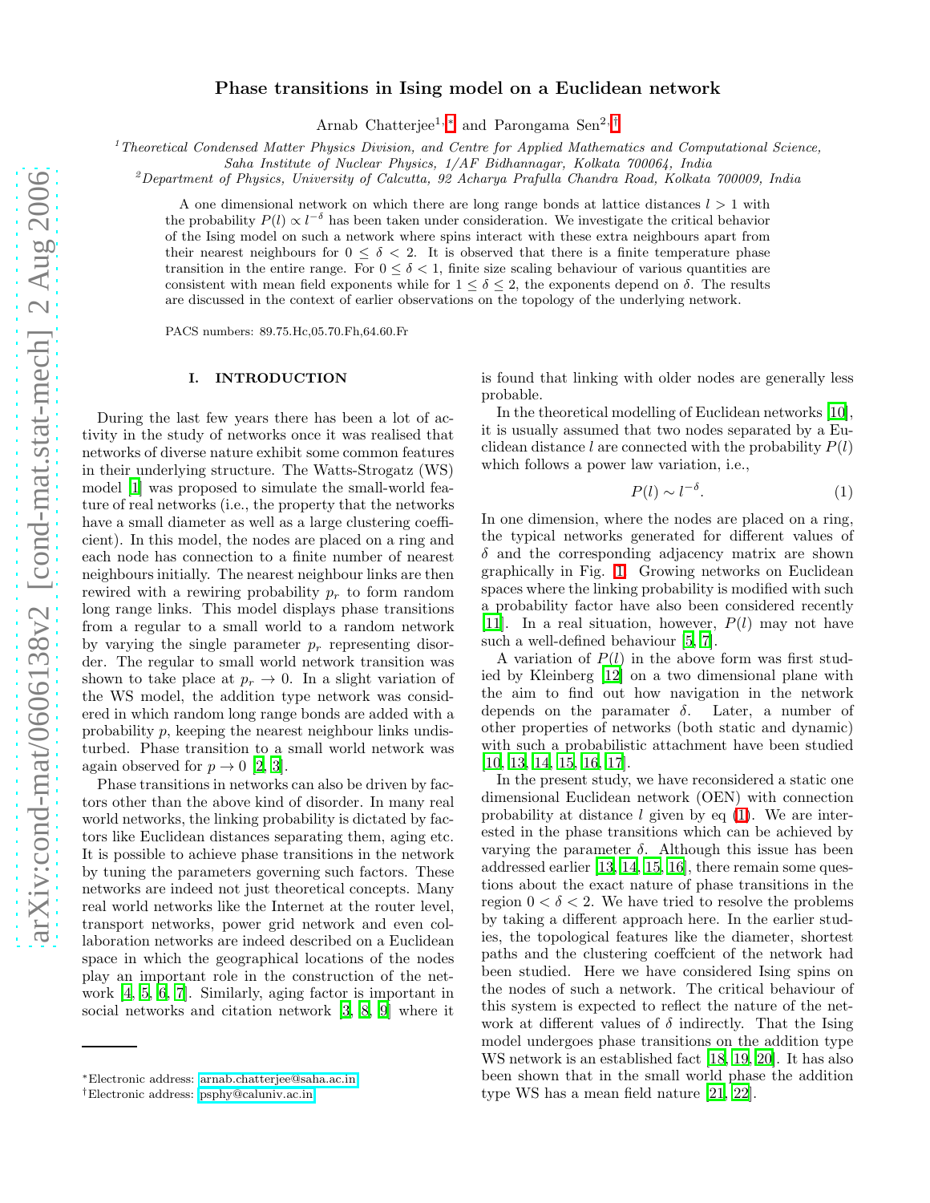# Phase transitions in Ising model on a Euclidean network

Arnab Chatterjee[1,*] and Parongama Sen[2,†]

[1] *Theoretical Condensed Matter Physics Division, and Centre for Applied Mathematics and Computational Science, Saha Institute of Nuclear Physics, 1/AF Bidhannagar, Kolkata 700064, India*
[2] *Department of Physics, University of Calcutta, 92 Acharya Prafulla Chandra Road, Kolkata 700009, India*

A one dimensional network on which there are long range bonds at lattice distances $l > 1$ with the probability $P(l) \propto l^{-\delta}$ has been taken under consideration. We investigate the critical behavior of the Ising model on such a network where spins interact with these extra neighbours apart from their nearest neighbours for $0 \leq \delta < 2$. It is observed that there is a finite temperature phase transition in the entire range. For $0 \leq \delta < 1$, finite size scaling behaviour of various quantities are consistent with mean field exponents while for $1 \leq \delta \leq 2$, the exponents depend on $\delta$. The results are discussed in the context of earlier observations on the topology of the underlying network.

PACS numbers: 89.75.Hc,05.70.Fh,64.60.Fr

## I. INTRODUCTION

During the last few years there has been a lot of activity in the study of networks once it was realised that networks of diverse nature exhibit some common features in their underlying structure. The Watts-Strogatz (WS) model [1] was proposed to simulate the small-world feature of real networks (i.e., the property that the networks have a small diameter as well as a large clustering coefficient). In this model, the nodes are placed on a ring and each node has connection to a finite number of nearest neighbours initially. The nearest neighbour links are then rewired with a rewiring probability $p_r$ to form random long range links. This model displays phase transitions from a regular to a small world to a random network by varying the single parameter $p_r$ representing disorder. The regular to small world network transition was shown to take place at $p_r \to 0$. In a slight variation of the WS model, the addition type network was considered in which random long range bonds are added with a probability $p$, keeping the nearest neighbour links undisturbed. Phase transition to a small world network was again observed for $p \to 0$ [2, 3].

Phase transitions in networks can also be driven by factors other than the above kind of disorder. In many real world networks, the linking probability is dictated by factors like Euclidean distances separating them, aging etc. It is possible to achieve phase transitions in the network by tuning the parameters governing such factors. These networks are indeed not just theoretical concepts. Many real world networks like the Internet at the router level, transport networks, power grid network and even collaboration networks are indeed described on a Euclidean space in which the geographical locations of the nodes play an important role in the construction of the network [4, 5, 6, 7]. Similarly, aging factor is important in social networks and citation network [3, 8, 9] where it is found that linking with older nodes are generally less probable.

In the theoretical modelling of Euclidean networks [10], it is usually assumed that two nodes separated by a Euclidean distance $l$ are connected with the probability $P(l)$ which follows a power law variation, i.e.,

$$P(l) \sim l^{-\delta}. \tag{1}$$

In one dimension, where the nodes are placed on a ring, the typical networks generated for different values of $\delta$ and the corresponding adjacency matrix are shown graphically in Fig. 1. Growing networks on Euclidean spaces where the linking probability is modified with such a probability factor have also been considered recently [11]. In a real situation, however, $P(l)$ may not have such a well-defined behaviour [5, 7].

A variation of $P(l)$ in the above form was first studied by Kleinberg [12] on a two dimensional plane with the aim to find out how navigation in the network depends on the paramater $\delta$. Later, a number of other properties of networks (both static and dynamic) with such a probabilistic attachment have been studied [10, 13, 14, 15, 16, 17].

In the present study, we have reconsidered a static one dimensional Euclidean network (OEN) with connection probability at distance $l$ given by eq (1). We are interested in the phase transitions which can be achieved by varying the parameter $\delta$. Although this issue has been addressed earlier [13, 14, 15, 16], there remain some questions about the exact nature of phase transitions in the region $0 < \delta < 2$. We have tried to resolve the problems by taking a different approach here. In the earlier studies, the topological features like the diameter, shortest paths and the clustering coeffcient of the network had been studied. Here we have considered Ising spins on the nodes of such a network. The critical behaviour of this system is expected to reflect the nature of the network at different values of $\delta$ indirectly. That the Ising model undergoes phase transitions on the addition type WS network is an established fact [18, 19, 20]. It has also been shown that in the small world phase the addition type WS has a mean field nature [21, 22].

---

*Electronic address: arnab.chatterjee@saha.ac.in
†Electronic address: psphy@caluniv.ac.in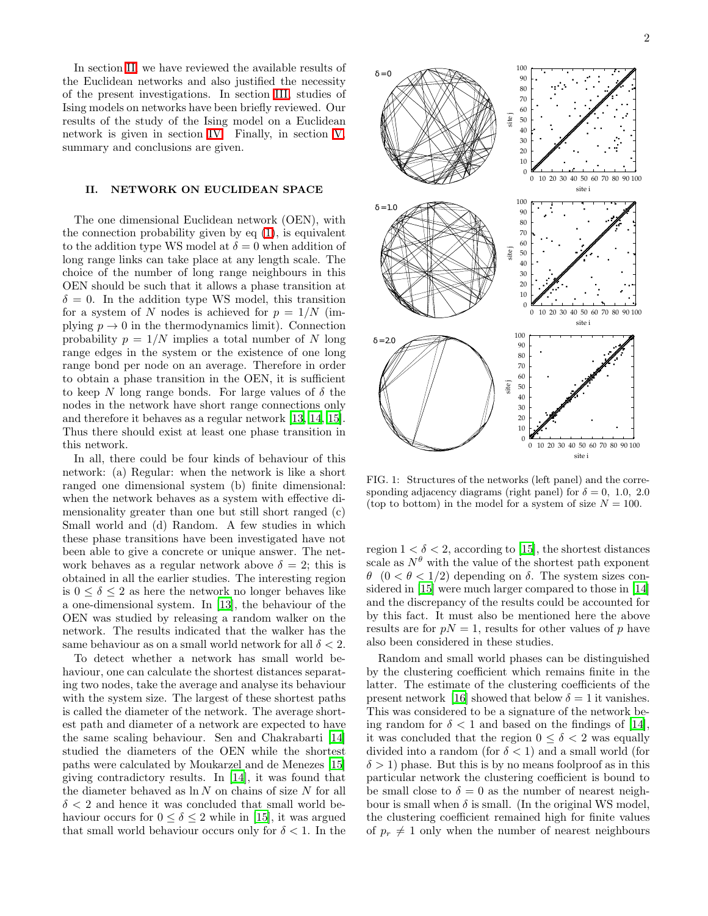In section II, we have reviewed the available results of the Euclidean networks and also justified the necessity of the present investigations. In section III, studies of Ising models on networks have been briefly reviewed. Our results of the study of the Ising model on a Euclidean network is given in section IV. Finally, in section V, summary and conclusions are given.

## II. NETWORK ON EUCLIDEAN SPACE

The one dimensional Euclidean network (OEN), with the connection probability given by eq (1), is equivalent to the addition type WS model at $\delta = 0$ when addition of long range links can take place at any length scale. The choice of the number of long range neighbours in this OEN should be such that it allows a phase transition at $\delta = 0$. In the addition type WS model, this transition for a system of $N$ nodes is achieved for $p = 1/N$ (implying $p \to 0$ in the thermodynamics limit). Connection probability $p = 1/N$ implies a total number of $N$ long range edges in the system or the existence of one long range bond per node on an average. Therefore in order to obtain a phase transition in the OEN, it is sufficient to keep $N$ long range bonds. For large values of $\delta$ the nodes in the network have short range connections only and therefore it behaves as a regular network [13, 14, 15]. Thus there should exist at least one phase transition in this network.

In all, there could be four kinds of behaviour of this network: (a) Regular: when the network is like a short ranged one dimensional system (b) finite dimensional: when the network behaves as a system with effective dimensionality greater than one but still short ranged (c) Small world and (d) Random. A few studies in which these phase transitions have been investigated have not been able to give a concrete or unique answer. The network behaves as a regular network above $\delta = 2$; this is obtained in all the earlier studies. The interesting region is $0 \leq \delta \leq 2$ as here the network no longer behaves like a one-dimensional system. In [13], the behaviour of the OEN was studied by releasing a random walker on the network. The results indicated that the walker has the same behaviour as on a small world network for all $\delta < 2$.

To detect whether a network has small world behaviour, one can calculate the shortest distances separating two nodes, take the average and analyse its behaviour with the system size. The largest of these shortest paths is called the diameter of the network. The average shortest path and diameter of a network are expected to have the same scaling behaviour. Sen and Chakrabarti [14] studied the diameters of the OEN while the shortest paths were calculated by Moukarzel and de Menezes [15] giving contradictory results. In [14], it was found that the diameter behaved as $\ln N$ on chains of size $N$ for all $\delta < 2$ and hence it was concluded that small world behaviour occurs for $0 \leq \delta \leq 2$ while in [15], it was argued that small world behaviour occurs only for $\delta < 1$. In the region $1 < \delta < 2$, according to [15], the shortest distances scale as $N^{\theta}$ with the value of the shortest path exponent $\theta$ $(0 < \theta < 1/2)$ depending on $\delta$. The system sizes considered in [15] were much larger compared to those in [14] and the discrepancy of the results could be accounted for by this fact. It must also be mentioned here the above results are for $pN = 1$, results for other values of $p$ have also been considered in these studies.

FIG. 1: Structures of the networks (left panel) and the corresponding adjacency diagrams (right panel) for $\delta = 0,\ 1.0,\ 2.0$ (top to bottom) in the model for a system of size $N = 100$.

Random and small world phases can be distinguished by the clustering coefficient which remains finite in the latter. The estimate of the clustering coefficients of the present network [16] showed that below $\delta = 1$ it vanishes. This was considered to be a signature of the network being random for $\delta < 1$ and based on the findings of [14], it was concluded that the region $0 \leq \delta < 2$ was equally divided into a random (for $\delta < 1$) and a small world (for $\delta > 1$) phase. But this is by no means foolproof as in this particular network the clustering coefficient is bound to be small close to $\delta = 0$ as the number of nearest neighbour is small when $\delta$ is small. (In the original WS model, the clustering coefficient remained high for finite values of $p_r \neq 1$ only when the number of nearest neighbours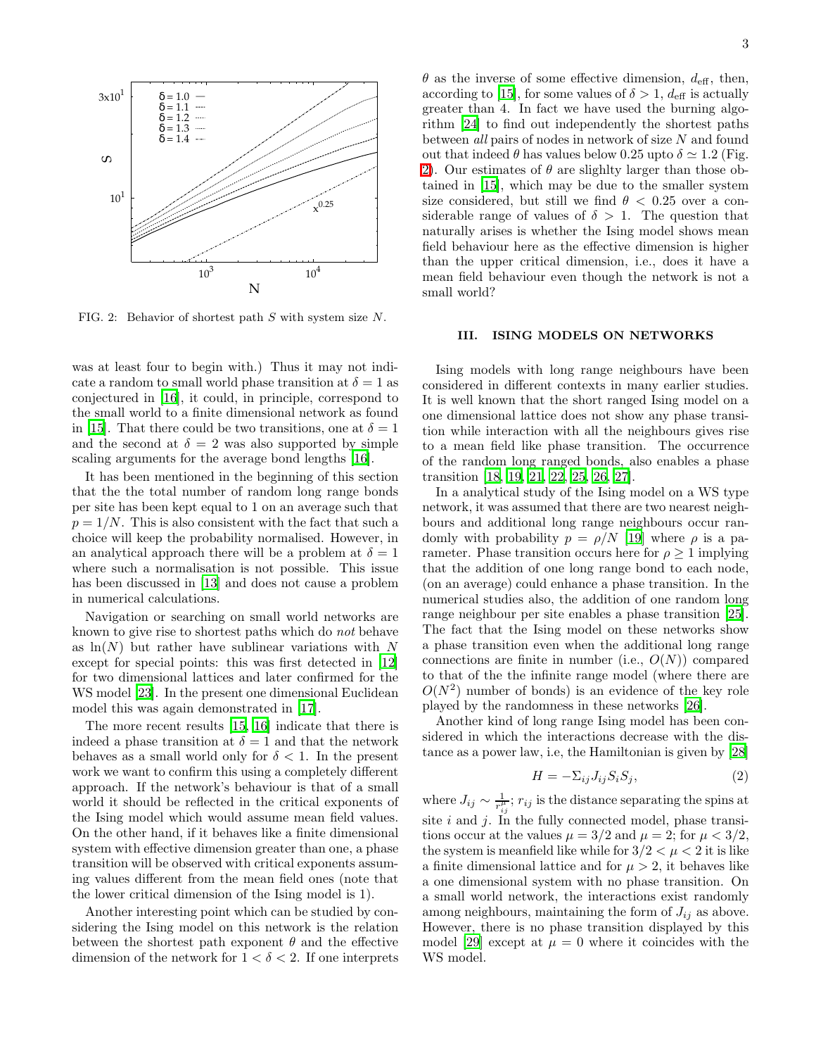FIG. 2: Behavior of shortest path $S$ with system size $N$.

was at least four to begin with.) Thus it may not indicate a random to small world phase transition at $\delta = 1$ as conjectured in [16], it could, in principle, correspond to the small world to a finite dimensional network as found in [15]. That there could be two transitions, one at $\delta = 1$ and the second at $\delta = 2$ was also supported by simple scaling arguments for the average bond lengths [16].

It has been mentioned in the beginning of this section that the the total number of random long range bonds per site has been kept equal to 1 on an average such that $p = 1/N$. This is also consistent with the fact that such a choice will keep the probability normalised. However, in an analytical approach there will be a problem at $\delta = 1$ where such a normalisation is not possible. This issue has been discussed in [13] and does not cause a problem in numerical calculations.

Navigation or searching on small world networks are known to give rise to shortest paths which do *not* behave as $\ln(N)$ but rather have sublinear variations with $N$ except for special points: this was first detected in [12] for two dimensional lattices and later confirmed for the WS model [23]. In the present one dimensional Euclidean model this was again demonstrated in [17].

The more recent results [15, 16] indicate that there is indeed a phase transition at $\delta = 1$ and that the network behaves as a small world only for $\delta < 1$. In the present work we want to confirm this using a completely different approach. If the network's behaviour is that of a small world it should be reflected in the critical exponents of the Ising model which would assume mean field values. On the other hand, if it behaves like a finite dimensional system with effective dimension greater than one, a phase transition will be observed with critical exponents assuming values different from the mean field ones (note that the lower critical dimension of the Ising model is 1).

Another interesting point which can be studied by considering the Ising model on this network is the relation between the shortest path exponent $\theta$ and the effective dimension of the network for $1 < \delta < 2$. If one interprets $\theta$ as the inverse of some effective dimension, $d_{\text{eff}}$, then, according to [15], for some values of $\delta > 1$, $d_{\text{eff}}$ is actually greater than 4. In fact we have used the burning algorithm [24] to find out independently the shortest paths between *all* pairs of nodes in network of size $N$ and found out that indeed $\theta$ has values below 0.25 upto $\delta \simeq 1.2$ (Fig. 2). Our estimates of $\theta$ are slighlty larger than those obtained in [15], which may be due to the smaller system size considered, but still we find $\theta < 0.25$ over a considerable range of values of $\delta > 1$. The question that naturally arises is whether the Ising model shows mean field behaviour here as the effective dimension is higher than the upper critical dimension, i.e., does it have a mean field behaviour even though the network is not a small world?

## III. ISING MODELS ON NETWORKS

Ising models with long range neighbours have been considered in different contexts in many earlier studies. It is well known that the short ranged Ising model on a one dimensional lattice does not show any phase transition while interaction with all the neighbours gives rise to a mean field like phase transition. The occurrence of the random long ranged bonds, also enables a phase transition [18, 19, 21, 22, 25, 26, 27].

In a analytical study of the Ising model on a WS type network, it was assumed that there are two nearest neighbours and additional long range neighbours occur randomly with probability $p = \rho/N$ [19] where $\rho$ is a parameter. Phase transition occurs here for $\rho \geq 1$ implying that the addition of one long range bond to each node, (on an average) could enhance a phase transition. In the numerical studies also, the addition of one random long range neighbour per site enables a phase transition [25]. The fact that the Ising model on these networks show a phase transition even when the additional long range connections are finite in number (i.e., $O(N)$) compared to that of the the infinite range model (where there are $O(N^2)$ number of bonds) is an evidence of the key role played by the randomness in these networks [26].

Another kind of long range Ising model has been considered in which the interactions decrease with the distance as a power law, i.e, the Hamiltonian is given by [28]

$$H = -\Sigma_{ij} J_{ij} S_i S_j, \tag{2}$$

where $J_{ij} \sim \frac{1}{r_{ij}^{\mu}}$; $r_{ij}$ is the distance separating the spins at site $i$ and $j$. In the fully connected model, phase transitions occur at the values $\mu = 3/2$ and $\mu = 2$; for $\mu < 3/2$, the system is meanfield like while for $3/2 < \mu < 2$ it is like a finite dimensional lattice and for $\mu > 2$, it behaves like a one dimensional system with no phase transition. On a small world network, the interactions exist randomly among neighbours, maintaining the form of $J_{ij}$ as above. However, there is no phase transition displayed by this model [29] except at $\mu = 0$ where it coincides with the WS model.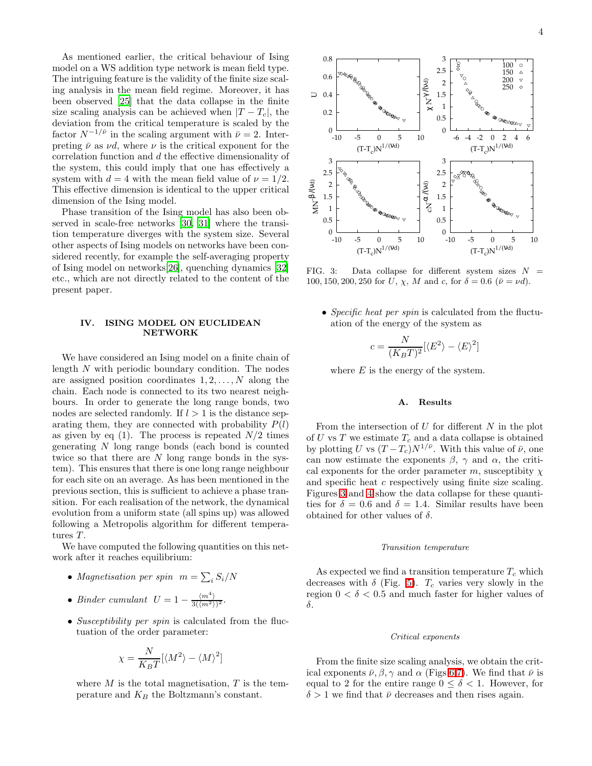As mentioned earlier, the critical behaviour of Ising model on a WS addition type network is mean field type. The intriguing feature is the validity of the finite size scaling analysis in the mean field regime. Moreover, it has been observed [25] that the data collapse in the finite size scaling analysis can be achieved when $|T - T_c|$, the deviation from the critical temperature is scaled by the factor $N^{-1/\bar{\nu}}$ in the scaling argument with $\bar{\nu} = 2$. Interpreting $\bar{\nu}$ as $\nu d$, where $\nu$ is the critical exponent for the correlation function and $d$ the effective dimensionality of the system, this could imply that one has effectively a system with $d = 4$ with the mean field value of $\nu = 1/2$. This effective dimension is identical to the upper critical dimension of the Ising model.

Phase transition of the Ising model has also been observed in scale-free networks [30, 31] where the transition temperature diverges with the system size. Several other aspects of Ising models on networks have been considered recently, for example the self-averaging property of Ising model on networks[26], quenching dynamics [32] etc., which are not directly related to the content of the present paper.

## IV. ISING MODEL ON EUCLIDEAN NETWORK

We have considered an Ising model on a finite chain of length $N$ with periodic boundary condition. The nodes are assigned position coordinates $1, 2, \ldots, N$ along the chain. Each node is connected to its two nearest neighbours. In order to generate the long range bonds, two nodes are selected randomly. If $l > 1$ is the distance separating them, they are connected with probability $P(l)$ as given by eq (1). The process is repeated $N/2$ times generating $N$ long range bonds (each bond is counted twice so that there are $N$ long range bonds in the system). This ensures that there is one long range neighbour for each site on an average. As has been mentioned in the previous section, this is sufficient to achieve a phase transition. For each realisation of the network, the dynamical evolution from a uniform state (all spins up) was allowed following a Metropolis algorithm for different temperatures $T$.

We have computed the following quantities on this network after it reaches equilibrium:

- *Magnetisation per spin* $m = \sum_i S_i/N$
- *Binder cumulant* $U = 1 - \frac{\langle m^4 \rangle}{3(\langle m^2 \rangle)^2}$.
- *Susceptibility per spin* is calculated from the fluctuation of the order parameter:

$$\chi = \frac{N}{K_B T}[\langle M^2 \rangle - \langle M \rangle^2]$$

where $M$ is the total magnetisation, $T$ is the temperature and $K_B$ the Boltzmann's constant.

FIG. 3: Data collapse for different system sizes $N = 100, 150, 200, 250$ for $U$, $\chi$, $M$ and $c$, for $\delta = 0.6$ ($\bar{\nu} = \nu d$).

- *Specific heat per spin* is calculated from the fluctuation of the energy of the system as

$$c = \frac{N}{(K_B T)^2}[\langle E^2 \rangle - \langle E \rangle^2]$$

where $E$ is the energy of the system.

### A. Results

From the intersection of $U$ for different $N$ in the plot of $U$ vs $T$ we estimate $T_c$ and a data collapse is obtained by plotting $U$ vs $(T - T_c)N^{1/\bar{\nu}}$. With this value of $\bar{\nu}$, one can now estimate the exponents $\beta$, $\gamma$ and $\alpha$, the critical exponents for the order parameter $m$, susceptibility $\chi$ and specific heat $c$ respectively using finite size scaling. Figures 3 and 4 show the data collapse for these quantities for $\delta = 0.6$ and $\delta = 1.4$. Similar results have been obtained for other values of $\delta$.

*Transition temperature*

As expected we find a transition temperature $T_c$ which decreases with $\delta$ (Fig. 5). $T_c$ varies very slowly in the region $0 < \delta < 0.5$ and much faster for higher values of $\delta$.

*Critical exponents*

From the finite size scaling analysis, we obtain the critical exponents $\bar{\nu}, \beta, \gamma$ and $\alpha$ (Figs 6,7). We find that $\bar{\nu}$ is equal to 2 for the entire range $0 \leq \delta < 1$. However, for $\delta > 1$ we find that $\bar{\nu}$ decreases and then rises again.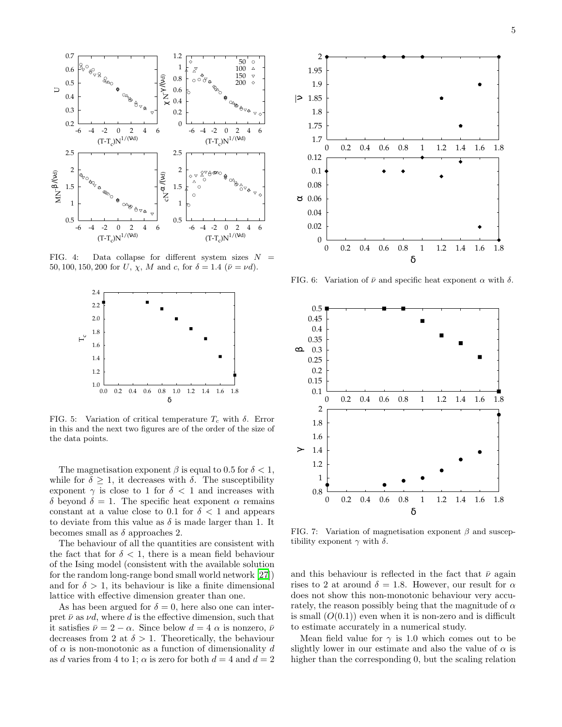FIG. 4: Data collapse for different system sizes $N = 50, 100, 150, 200$ for $U$, $\chi$, $M$ and $c$, for $\delta = 1.4$ ($\bar{\nu} = \nu d$).

FIG. 5: Variation of critical temperature $T_c$ with $\delta$. Error in this and the next two figures are of the order of the size of the data points.

The magnetisation exponent $\beta$ is equal to 0.5 for $\delta < 1$, while for $\delta \geq 1$, it decreases with $\delta$. The susceptibility exponent $\gamma$ is close to 1 for $\delta < 1$ and increases with $\delta$ beyond $\delta = 1$. The specific heat exponent $\alpha$ remains constant at a value close to 0.1 for $\delta < 1$ and appears to deviate from this value as $\delta$ is made larger than 1. It becomes small as $\delta$ approaches 2.

The behaviour of all the quantities are consistent with the fact that for $\delta < 1$, there is a mean field behaviour of the Ising model (consistent with the available solution for the random long-range bond small world network [27]) and for $\delta > 1$, its behaviour is like a finite dimensional lattice with effective dimension greater than one.

As has been argued for $\delta = 0$, here also one can interpret $\bar{\nu}$ as $\nu d$, where $d$ is the effective dimension, such that it satisfies $\bar{\nu} = 2 - \alpha$. Since below $d = 4$ $\alpha$ is nonzero, $\bar{\nu}$ decreases from 2 at $\delta > 1$. Theoretically, the behaviour of $\alpha$ is non-monotonic as a function of dimensionality $d$ as $d$ varies from 4 to 1; $\alpha$ is zero for both $d = 4$ and $d = 2$

FIG. 6: Variation of $\bar{\nu}$ and specific heat exponent $\alpha$ with $\delta$.

FIG. 7: Variation of magnetisation exponent $\beta$ and susceptibility exponent $\gamma$ with $\delta$.

and this behaviour is reflected in the fact that $\bar{\nu}$ again rises to 2 at around $\delta = 1.8$. However, our result for $\alpha$ does not show this non-monotonic behaviour very accurately, the reason possibly being that the magnitude of $\alpha$ is small ($O(0.1)$) even when it is non-zero and is difficult to estimate accurately in a numerical study.

Mean field value for $\gamma$ is 1.0 which comes out to be slightly lower in our estimate and also the value of $\alpha$ is higher than the corresponding 0, but the scaling relation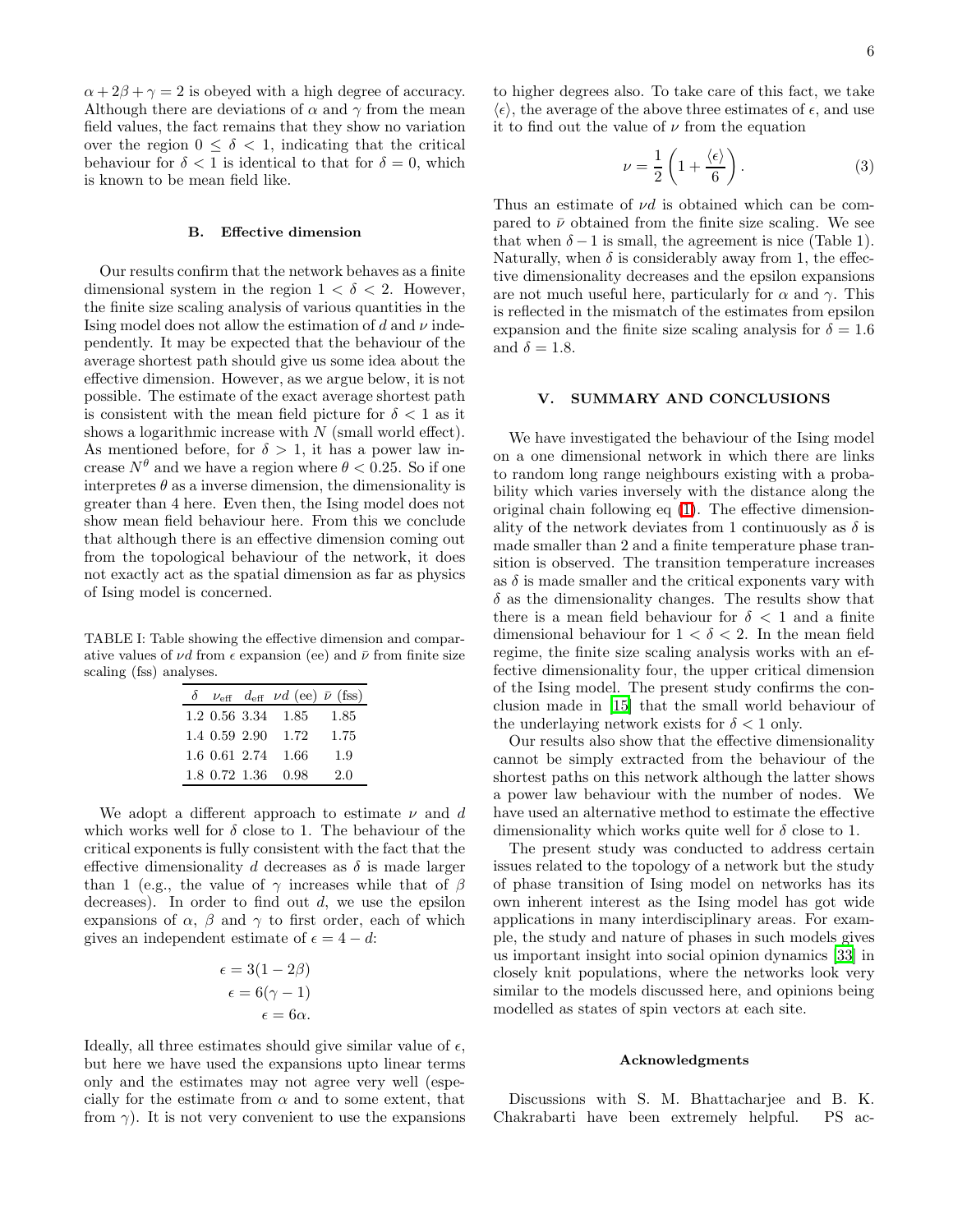$\alpha + 2\beta + \gamma = 2$ is obeyed with a high degree of accuracy. Although there are deviations of $\alpha$ and $\gamma$ from the mean field values, the fact remains that they show no variation over the region $0 \leq \delta < 1$, indicating that the critical behaviour for $\delta < 1$ is identical to that for $\delta = 0$, which is known to be mean field like.

### B. Effective dimension

Our results confirm that the network behaves as a finite dimensional system in the region $1 < \delta < 2$. However, the finite size scaling analysis of various quantities in the Ising model does not allow the estimation of $d$ and $\nu$ independently. It may be expected that the behaviour of the average shortest path should give us some idea about the effective dimension. However, as we argue below, it is not possible. The estimate of the exact average shortest path is consistent with the mean field picture for $\delta < 1$ as it shows a logarithmic increase with $N$ (small world effect). As mentioned before, for $\delta > 1$, it has a power law increase $N^{\theta}$ and we have a region where $\theta < 0.25$. So if one interpretes $\theta$ as a inverse dimension, the dimensionality is greater than 4 here. Even then, the Ising model does not show mean field behaviour here. From this we conclude that although there is an effective dimension coming out from the topological behaviour of the network, it does not exactly act as the spatial dimension as far as physics of Ising model is concerned.

TABLE I: Table showing the effective dimension and comparative values of $\nu d$ from $\epsilon$ expansion (ee) and $\bar{\nu}$ from finite size scaling (fss) analyses.

| $\delta$ | $\nu_{\rm eff}$ | $d_{\rm eff}$ | $\nu d$ (ee) | $\bar{\nu}$ (fss) |
|---|---|---|---|---|
| 1.2 | 0.56 | 3.34 | 1.85 | 1.85 |
| 1.4 | 0.59 | 2.90 | 1.72 | 1.75 |
| 1.6 | 0.61 | 2.74 | 1.66 | 1.9 |
| 1.8 | 0.72 | 1.36 | 0.98 | 2.0 |

We adopt a different approach to estimate $\nu$ and $d$ which works well for $\delta$ close to 1. The behaviour of the critical exponents is fully consistent with the fact that the effective dimensionality $d$ decreases as $\delta$ is made larger than 1 (e.g., the value of $\gamma$ increases while that of $\beta$ decreases). In order to find out $d$, we use the epsilon expansions of $\alpha$, $\beta$ and $\gamma$ to first order, each of which gives an independent estimate of $\epsilon = 4 - d$:

$$\epsilon = 3(1 - 2\beta)$$
$$\epsilon = 6(\gamma - 1)$$
$$\epsilon = 6\alpha.$$

Ideally, all three estimates should give similar value of $\epsilon$, but here we have used the expansions upto linear terms only and the estimates may not agree very well (especially for the estimate from $\alpha$ and to some extent, that from $\gamma$). It is not very convenient to use the expansions to higher degrees also. To take care of this fact, we take $\langle\epsilon\rangle$, the average of the above three estimates of $\epsilon$, and use it to find out the value of $\nu$ from the equation

$$\nu = \frac{1}{2}\left(1 + \frac{\langle\epsilon\rangle}{6}\right). \tag{3}$$

Thus an estimate of $\nu d$ is obtained which can be compared to $\bar{\nu}$ obtained from the finite size scaling. We see that when $\delta - 1$ is small, the agreement is nice (Table 1). Naturally, when $\delta$ is considerably away from 1, the effective dimensionality decreases and the epsilon expansions are not much useful here, particularly for $\alpha$ and $\gamma$. This is reflected in the mismatch of the estimates from epsilon expansion and the finite size scaling analysis for $\delta = 1.6$ and $\delta = 1.8$.

## V. SUMMARY AND CONCLUSIONS

We have investigated the behaviour of the Ising model on a one dimensional network in which there are links to random long range neighbours existing with a probability which varies inversely with the distance along the original chain following eq (1). The effective dimensionality of the network deviates from 1 continuously as $\delta$ is made smaller than 2 and a finite temperature phase transition is observed. The transition temperature increases as $\delta$ is made smaller and the critical exponents vary with $\delta$ as the dimensionality changes. The results show that there is a mean field behaviour for $\delta < 1$ and a finite dimensional behaviour for $1 < \delta < 2$. In the mean field regime, the finite size scaling analysis works with an effective dimensionality four, the upper critical dimension of the Ising model. The present study confirms the conclusion made in [15] that the small world behaviour of the underlaying network exists for $\delta < 1$ only.

Our results also show that the effective dimensionality cannot be simply extracted from the behaviour of the shortest paths on this network although the latter shows a power law behaviour with the number of nodes. We have used an alternative method to estimate the effective dimensionality which works quite well for $\delta$ close to 1.

The present study was conducted to address certain issues related to the topology of a network but the study of phase transition of Ising model on networks has its own inherent interest as the Ising model has got wide applications in many interdisciplinary areas. For example, the study and nature of phases in such models gives us important insight into social opinion dynamics [33] in closely knit populations, where the networks look very similar to the models discussed here, and opinions being modelled as states of spin vectors at each site.

#### Acknowledgments

Discussions with S. M. Bhattacharjee and B. K. Chakrabarti have been extremely helpful. PS ac-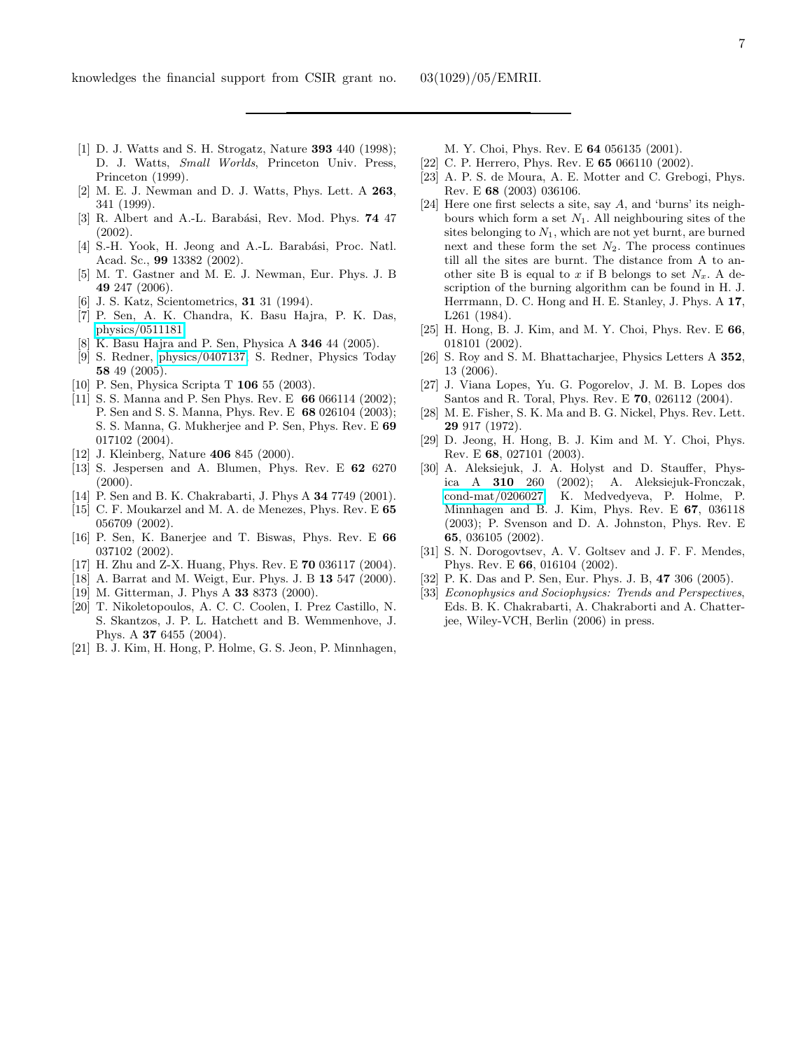knowledges the financial support from CSIR grant no. 03(1029)/05/EMRII.

---

[1] D. J. Watts and S. H. Strogatz, Nature **393** 440 (1998); D. J. Watts, *Small Worlds*, Princeton Univ. Press, Princeton (1999).

[2] M. E. J. Newman and D. J. Watts, Phys. Lett. A **263**, 341 (1999).

[3] R. Albert and A.-L. Barabási, Rev. Mod. Phys. **74** 47 (2002).

[4] S.-H. Yook, H. Jeong and A.-L. Barabási, Proc. Natl. Acad. Sc., **99** 13382 (2002).

[5] M. T. Gastner and M. E. J. Newman, Eur. Phys. J. B **49** 247 (2006).

[6] J. S. Katz, Scientometrics, **31** 31 (1994).

[7] P. Sen, A. K. Chandra, K. Basu Hajra, P. K. Das, physics/0511181.

[8] K. Basu Hajra and P. Sen, Physica A **346** 44 (2005).

[9] S. Redner, physics/0407137, S. Redner, Physics Today **58** 49 (2005).

[10] P. Sen, Physica Scripta T **106** 55 (2003).

[11] S. S. Manna and P. Sen Phys. Rev. E **66** 066114 (2002); P. Sen and S. S. Manna, Phys. Rev. E **68** 026104 (2003); S. S. Manna, G. Mukherjee and P. Sen, Phys. Rev. E **69** 017102 (2004).

[12] J. Kleinberg, Nature **406** 845 (2000).

[13] S. Jespersen and A. Blumen, Phys. Rev. E **62** 6270 (2000).

[14] P. Sen and B. K. Chakrabarti, J. Phys A **34** 7749 (2001).

[15] C. F. Moukarzel and M. A. de Menezes, Phys. Rev. E **65** 056709 (2002).

[16] P. Sen, K. Banerjee and T. Biswas, Phys. Rev. E **66** 037102 (2002).

[17] H. Zhu and Z-X. Huang, Phys. Rev. E **70** 036117 (2004).

[18] A. Barrat and M. Weigt, Eur. Phys. J. B **13** 547 (2000).

[19] M. Gitterman, J. Phys A **33** 8373 (2000).

[20] T. Nikoletopoulos, A. C. C. Coolen, I. Prez Castillo, N. S. Skantzos, J. P. L. Hatchett and B. Wemmenhove, J. Phys. A **37** 6455 (2004).

[21] B. J. Kim, H. Hong, P. Holme, G. S. Jeon, P. Minnhagen, M. Y. Choi, Phys. Rev. E **64** 056135 (2001).

[22] C. P. Herrero, Phys. Rev. E **65** 066110 (2002).

[23] A. P. S. de Moura, A. E. Motter and C. Grebogi, Phys. Rev. E **68** (2003) 036106.

[24] Here one first selects a site, say $A$, and 'burns' its neighbours which form a set $N_1$. All neighbouring sites of the sites belonging to $N_1$, which are not yet burnt, are burned next and these form the set $N_2$. The process continues till all the sites are burnt. The distance from A to another site B is equal to $x$ if B belongs to set $N_x$. A description of the burning algorithm can be found in H. J. Herrmann, D. C. Hong and H. E. Stanley, J. Phys. A **17**, L261 (1984).

[25] H. Hong, B. J. Kim, and M. Y. Choi, Phys. Rev. E **66**, 018101 (2002).

[26] S. Roy and S. M. Bhattacharjee, Physics Letters A **352**, 13 (2006).

[27] J. Viana Lopes, Yu. G. Pogorelov, J. M. B. Lopes dos Santos and R. Toral, Phys. Rev. E **70**, 026112 (2004).

[28] M. E. Fisher, S. K. Ma and B. G. Nickel, Phys. Rev. Lett. **29** 917 (1972).

[29] D. Jeong, H. Hong, B. J. Kim and M. Y. Choi, Phys. Rev. E **68**, 027101 (2003).

[30] A. Aleksiejuk, J. A. Holyst and D. Stauffer, Physica A **310** 260 (2002); A. Aleksiejuk-Fronczak, cond-mat/0206027; K. Medvedyeva, P. Holme, P. Minnhagen and B. J. Kim, Phys. Rev. E **67**, 036118 (2003); P. Svenson and D. A. Johnston, Phys. Rev. E **65**, 036105 (2002).

[31] S. N. Dorogovtsev, A. V. Goltsev and J. F. F. Mendes, Phys. Rev. E **66**, 016104 (2002).

[32] P. K. Das and P. Sen, Eur. Phys. J. B, **47** 306 (2005).

[33] *Econophysics and Sociophysics: Trends and Perspectives*, Eds. B. K. Chakrabarti, A. Chakraborti and A. Chatterjee, Wiley-VCH, Berlin (2006) in press.